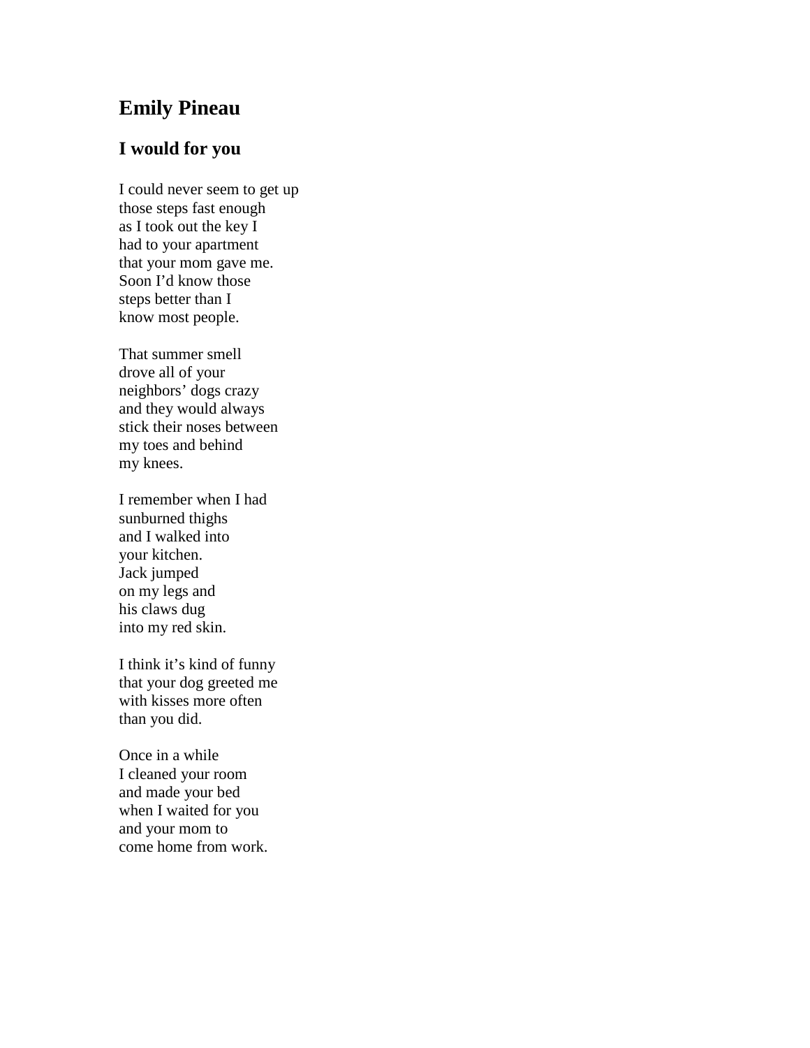# Emily Pineau

## I would for you

I could never seem to get up
those steps fast enough
as I took out the key I
had to your apartment
that your mom gave me.
Soon I'd know those
steps better than I
know most people.

That summer smell
drove all of your
neighbors' dogs crazy
and they would always
stick their noses between
my toes and behind
my knees.

I remember when I had
sunburned thighs
and I walked into
your kitchen.
Jack jumped
on my legs and
his claws dug
into my red skin.

I think it's kind of funny
that your dog greeted me
with kisses more often
than you did.

Once in a while
I cleaned your room
and made your bed
when I waited for you
and your mom to
come home from work.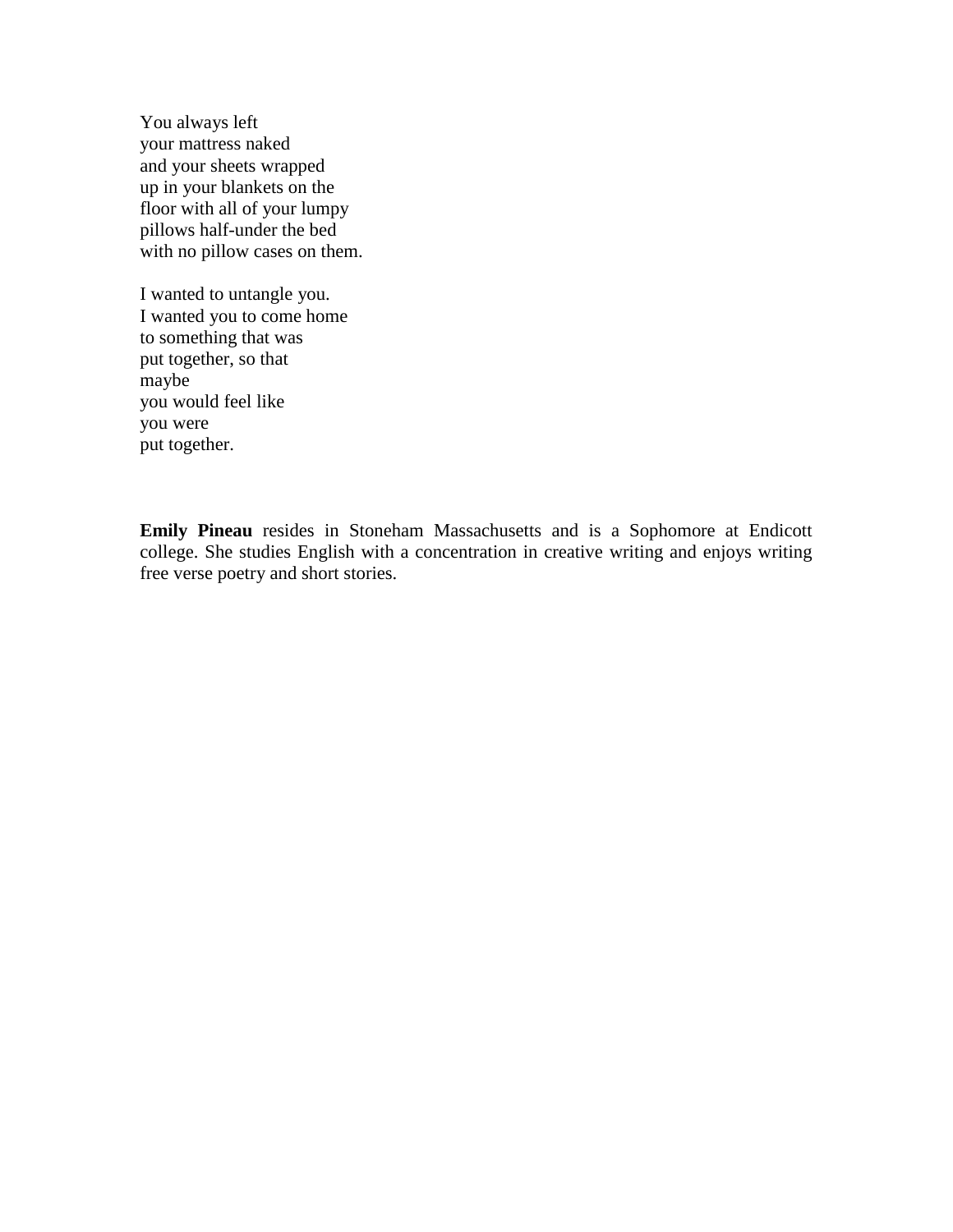You always left
your mattress naked
and your sheets wrapped
up in your blankets on the
floor with all of your lumpy
pillows half-under the bed
with no pillow cases on them.

I wanted to untangle you.
I wanted you to come home
to something that was
put together, so that
maybe
you would feel like
you were
put together.

**Emily Pineau** resides in Stoneham Massachusetts and is a Sophomore at Endicott college. She studies English with a concentration in creative writing and enjoys writing free verse poetry and short stories.